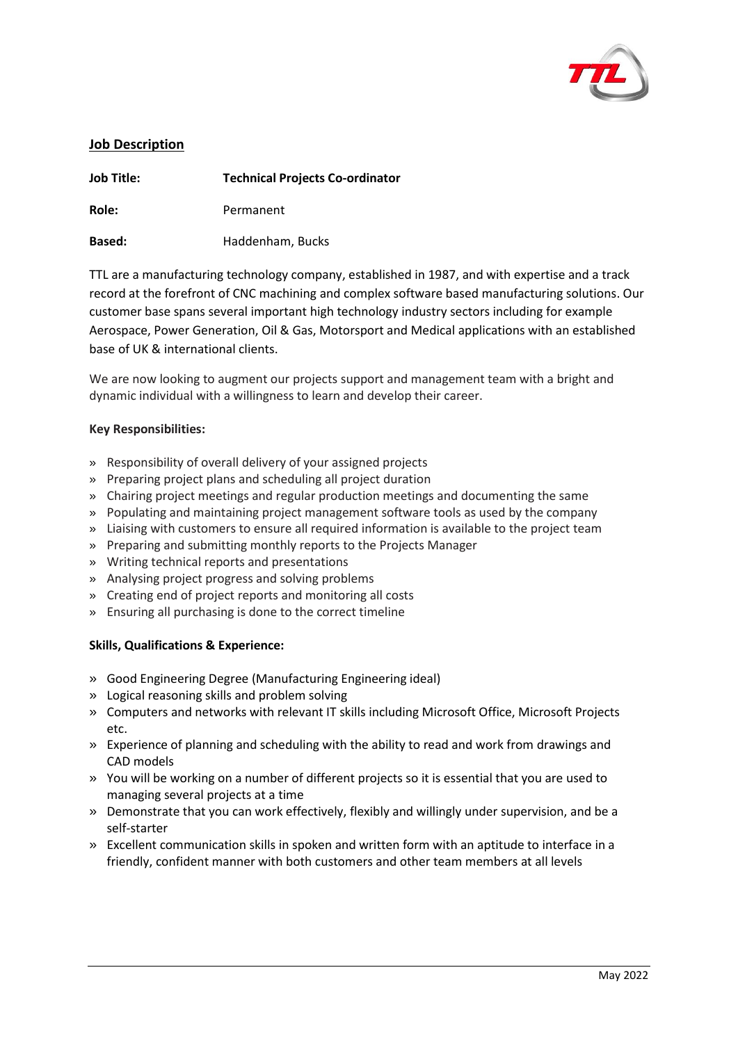## Job Description

**Job Title:** **Technical Projects Co-ordinator**

**Role:** Permanent

**Based:** Haddenham, Bucks

TTL are a manufacturing technology company, established in 1987, and with expertise and a track record at the forefront of CNC machining and complex software based manufacturing solutions. Our customer base spans several important high technology industry sectors including for example Aerospace, Power Generation, Oil & Gas, Motorsport and Medical applications with an established base of UK & international clients.

We are now looking to augment our projects support and management team with a bright and dynamic individual with a willingness to learn and develop their career.

**Key Responsibilities:**

- Responsibility of overall delivery of your assigned projects
- Preparing project plans and scheduling all project duration
- Chairing project meetings and regular production meetings and documenting the same
- Populating and maintaining project management software tools as used by the company
- Liaising with customers to ensure all required information is available to the project team
- Preparing and submitting monthly reports to the Projects Manager
- Writing technical reports and presentations
- Analysing project progress and solving problems
- Creating end of project reports and monitoring all costs
- Ensuring all purchasing is done to the correct timeline

**Skills, Qualifications & Experience:**

- Good Engineering Degree (Manufacturing Engineering ideal)
- Logical reasoning skills and problem solving
- Computers and networks with relevant IT skills including Microsoft Office, Microsoft Projects etc.
- Experience of planning and scheduling with the ability to read and work from drawings and CAD models
- You will be working on a number of different projects so it is essential that you are used to managing several projects at a time
- Demonstrate that you can work effectively, flexibly and willingly under supervision, and be a self-starter
- Excellent communication skills in spoken and written form with an aptitude to interface in a friendly, confident manner with both customers and other team members at all levels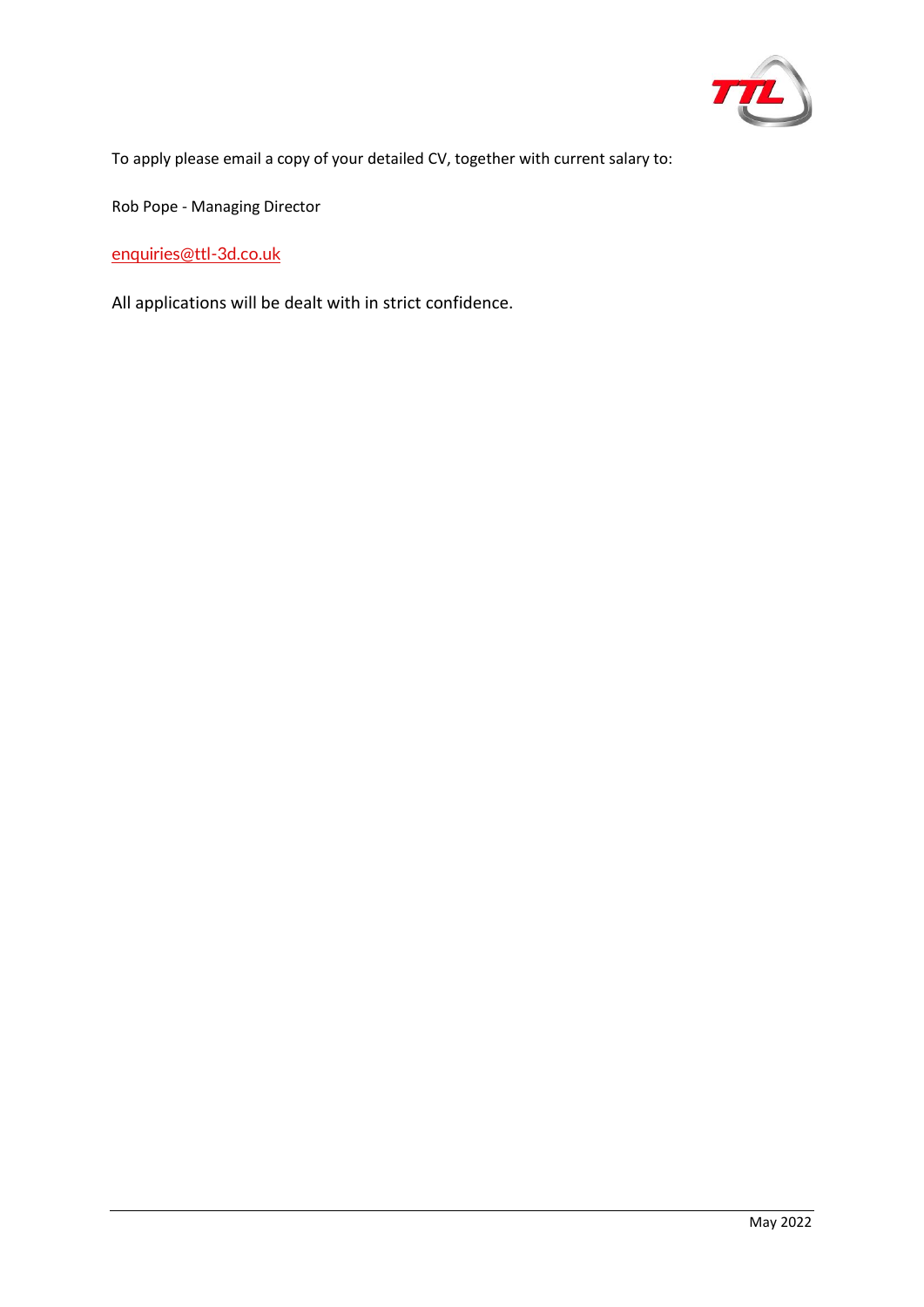To apply please email a copy of your detailed CV, together with current salary to:

Rob Pope - Managing Director

enquiries@ttl-3d.co.uk

All applications will be dealt with in strict confidence.